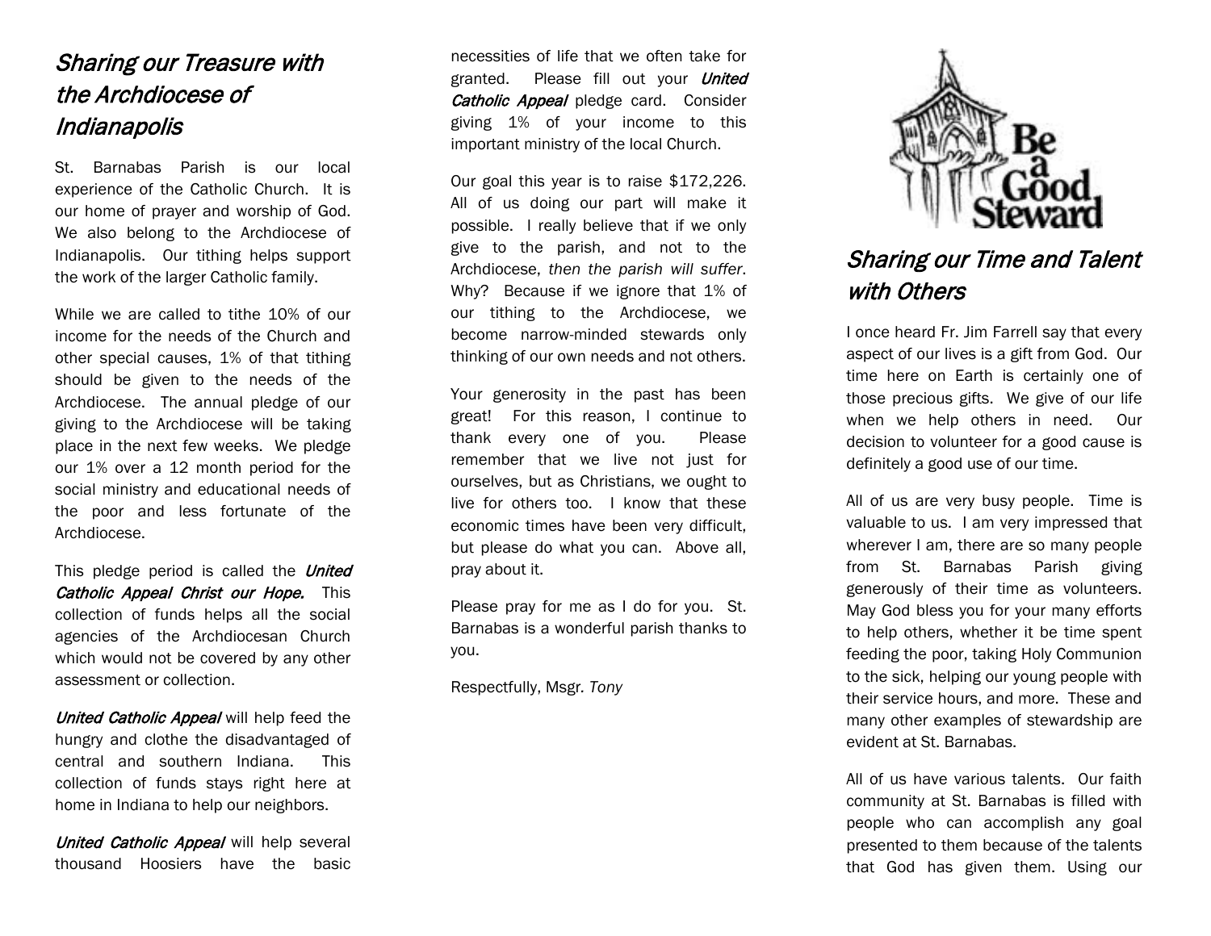## *Sharing our Treasure with the Archdiocese of Indianapolis*

St. Barnabas Parish is our local experience of the Catholic Church. It is our home of prayer and worship of God. We also belong to the Archdiocese of Indianapolis. Our tithing helps support the work of the larger Catholic family.

While we are called to tithe 10% of our income for the needs of the Church and other special causes, 1% of that tithing should be given to the needs of the Archdiocese. The annual pledge of our giving to the Archdiocese will be taking place in the next few weeks. We pledge our 1% over a 12 month period for the social ministry and educational needs of the poor and less fortunate of the Archdiocese.

This pledge period is called the ***United Catholic Appeal Christ our Hope.*** This collection of funds helps all the social agencies of the Archdiocesan Church which would not be covered by any other assessment or collection.

***United Catholic Appeal*** will help feed the hungry and clothe the disadvantaged of central and southern Indiana. This collection of funds stays right here at home in Indiana to help our neighbors.

***United Catholic Appeal*** will help several thousand Hoosiers have the basic necessities of life that we often take for granted. Please fill out your ***United Catholic Appeal*** pledge card. Consider giving 1% of your income to this important ministry of the local Church.

Our goal this year is to raise $172,226. All of us doing our part will make it possible. I really believe that if we only give to the parish, and not to the Archdiocese, *then the parish will suffer*. Why? Because if we ignore that 1% of our tithing to the Archdiocese, we become narrow-minded stewards only thinking of our own needs and not others.

Your generosity in the past has been great! For this reason, I continue to thank every one of you. Please remember that we live not just for ourselves, but as Christians, we ought to live for others too. I know that these economic times have been very difficult, but please do what you can. Above all, pray about it.

Please pray for me as I do for you. St. Barnabas is a wonderful parish thanks to you.

Respectfully, Msgr. *Tony*

Be a Good Steward

## *Sharing our Time and Talent with Others*

I once heard Fr. Jim Farrell say that every aspect of our lives is a gift from God. Our time here on Earth is certainly one of those precious gifts. We give of our life when we help others in need. Our decision to volunteer for a good cause is definitely a good use of our time.

All of us are very busy people. Time is valuable to us. I am very impressed that wherever I am, there are so many people from St. Barnabas Parish giving generously of their time as volunteers. May God bless you for your many efforts to help others, whether it be time spent feeding the poor, taking Holy Communion to the sick, helping our young people with their service hours, and more. These and many other examples of stewardship are evident at St. Barnabas.

All of us have various talents. Our faith community at St. Barnabas is filled with people who can accomplish any goal presented to them because of the talents that God has given them. Using our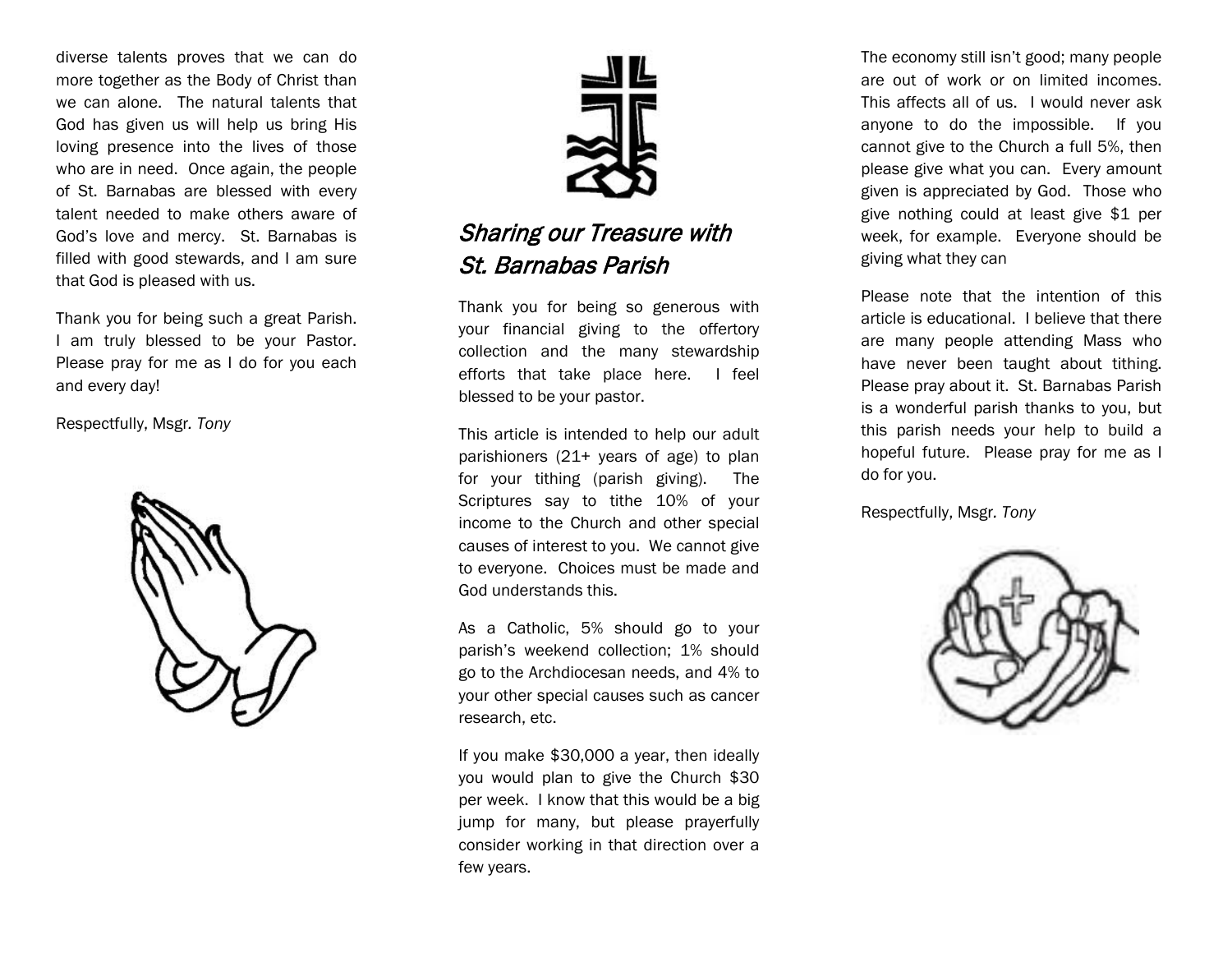diverse talents proves that we can do more together as the Body of Christ than we can alone. The natural talents that God has given us will help us bring His loving presence into the lives of those who are in need. Once again, the people of St. Barnabas are blessed with every talent needed to make others aware of God's love and mercy. St. Barnabas is filled with good stewards, and I am sure that God is pleased with us.

Thank you for being such a great Parish. I am truly blessed to be your Pastor. Please pray for me as I do for you each and every day!

Respectfully, Msgr. *Tony*

## *Sharing our Treasure with St. Barnabas Parish*

Thank you for being so generous with your financial giving to the offertory collection and the many stewardship efforts that take place here. I feel blessed to be your pastor.

This article is intended to help our adult parishioners (21+ years of age) to plan for your tithing (parish giving). The Scriptures say to tithe 10% of your income to the Church and other special causes of interest to you. We cannot give to everyone. Choices must be made and God understands this.

As a Catholic, 5% should go to your parish's weekend collection; 1% should go to the Archdiocesan needs, and 4% to your other special causes such as cancer research, etc.

If you make $30,000 a year, then ideally you would plan to give the Church $30 per week. I know that this would be a big jump for many, but please prayerfully consider working in that direction over a few years.

The economy still isn't good; many people are out of work or on limited incomes. This affects all of us. I would never ask anyone to do the impossible. If you cannot give to the Church a full 5%, then please give what you can. Every amount given is appreciated by God. Those who give nothing could at least give $1 per week, for example. Everyone should be giving what they can

Please note that the intention of this article is educational. I believe that there are many people attending Mass who have never been taught about tithing. Please pray about it. St. Barnabas Parish is a wonderful parish thanks to you, but this parish needs your help to build a hopeful future. Please pray for me as I do for you.

Respectfully, Msgr. *Tony*